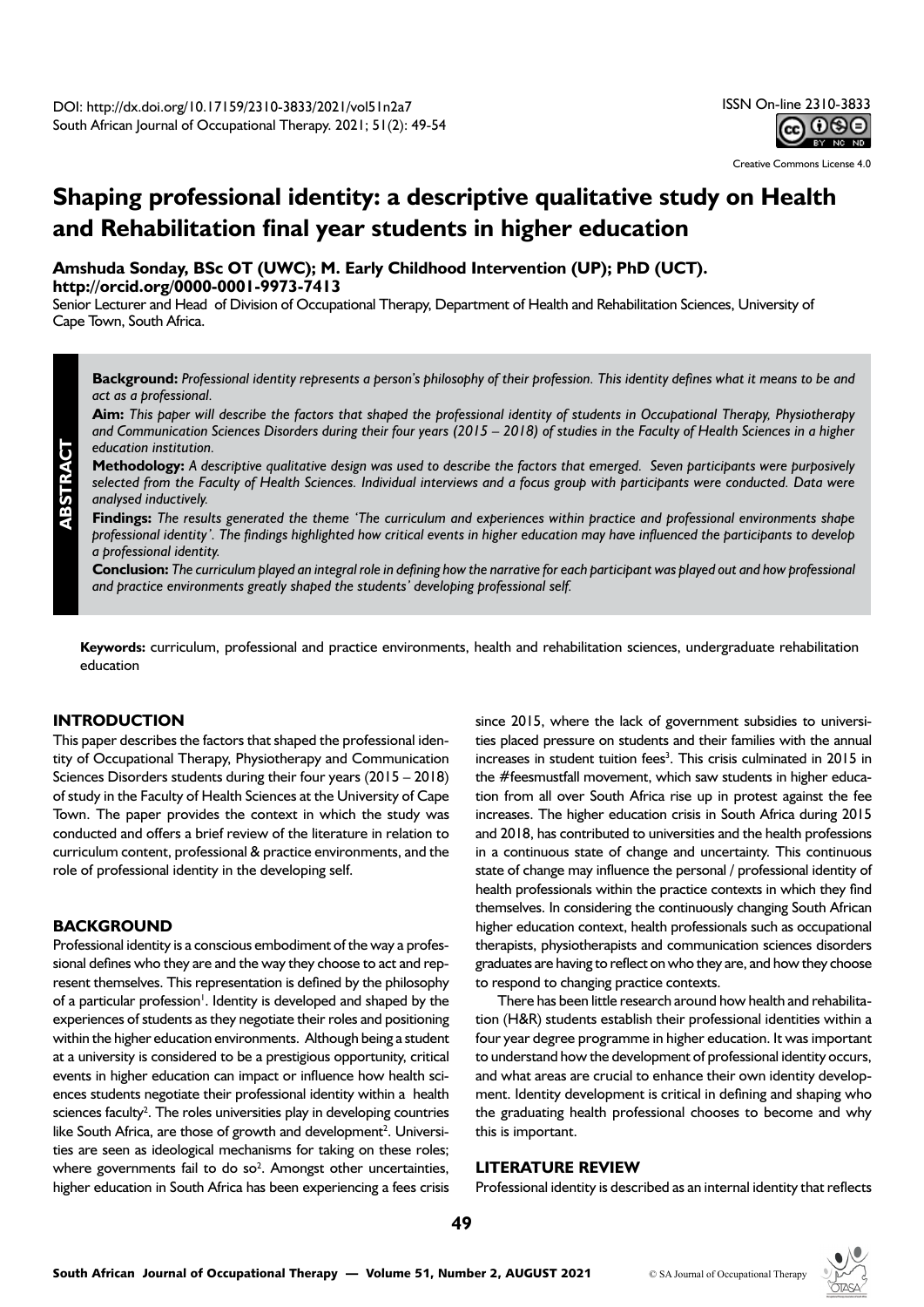DOI: http://dx.doi.org/10.17159/2310-3833/2021/vol51n2a7
South African Journal of Occupational Therapy. 2021; 51(2): 49-54

ISSN On-line 2310-3833

Creative Commons License 4.0

# Shaping professional identity: a descriptive qualitative study on Health and Rehabilitation final year students in higher education

**Amshuda Sonday, BSc OT (UWC); M. Early Childhood Intervention (UP); PhD (UCT). http://orcid.org/0000-0001-9973-7413**
Senior Lecturer and Head of Division of Occupational Therapy, Department of Health and Rehabilitation Sciences, University of Cape Town, South Africa.

## ABSTRACT

**Background:** *Professional identity represents a person's philosophy of their profession. This identity defines what it means to be and act as a professional.*

**Aim:** *This paper will describe the factors that shaped the professional identity of students in Occupational Therapy, Physiotherapy and Communication Sciences Disorders during their four years (2015 – 2018) of studies in the Faculty of Health Sciences in a higher education institution.*

**Methodology:** *A descriptive qualitative design was used to describe the factors that emerged. Seven participants were purposively selected from the Faculty of Health Sciences. Individual interviews and a focus group with participants were conducted. Data were analysed inductively.*

**Findings:** *The results generated the theme 'The curriculum and experiences within practice and professional environments shape professional identity'. The findings highlighted how critical events in higher education may have influenced the participants to develop a professional identity.*

**Conclusion:** *The curriculum played an integral role in defining how the narrative for each participant was played out and how professional and practice environments greatly shaped the students' developing professional self.*

**Keywords:** curriculum, professional and practice environments, health and rehabilitation sciences, undergraduate rehabilitation education

## INTRODUCTION

This paper describes the factors that shaped the professional identity of Occupational Therapy, Physiotherapy and Communication Sciences Disorders students during their four years (2015 – 2018) of study in the Faculty of Health Sciences at the University of Cape Town. The paper provides the context in which the study was conducted and offers a brief review of the literature in relation to curriculum content, professional & practice environments, and the role of professional identity in the developing self.

## BACKGROUND

Professional identity is a conscious embodiment of the way a professional defines who they are and the way they choose to act and represent themselves. This representation is defined by the philosophy of a particular profession[1]. Identity is developed and shaped by the experiences of students as they negotiate their roles and positioning within the higher education environments. Although being a student at a university is considered to be a prestigious opportunity, critical events in higher education can impact or influence how health sciences students negotiate their professional identity within a health sciences faculty[2]. The roles universities play in developing countries like South Africa, are those of growth and development[2]. Universities are seen as ideological mechanisms for taking on these roles; where governments fail to do so[2]. Amongst other uncertainties, higher education in South Africa has been experiencing a fees crisis since 2015, where the lack of government subsidies to universities placed pressure on students and their families with the annual increases in student tuition fees[3]. This crisis culminated in 2015 in the #feesmustfall movement, which saw students in higher education from all over South Africa rise up in protest against the fee increases. The higher education crisis in South Africa during 2015 and 2018, has contributed to universities and the health professions in a continuous state of change and uncertainty. This continuous state of change may influence the personal / professional identity of health professionals within the practice contexts in which they find themselves. In considering the continuously changing South African higher education context, health professionals such as occupational therapists, physiotherapists and communication sciences disorders graduates are having to reflect on who they are, and how they choose to respond to changing practice contexts.

There has been little research around how health and rehabilitation (H&R) students establish their professional identities within a four year degree programme in higher education. It was important to understand how the development of professional identity occurs, and what areas are crucial to enhance their own identity development. Identity development is critical in defining and shaping who the graduating health professional chooses to become and why this is important.

## LITERATURE REVIEW

Professional identity is described as an internal identity that reflects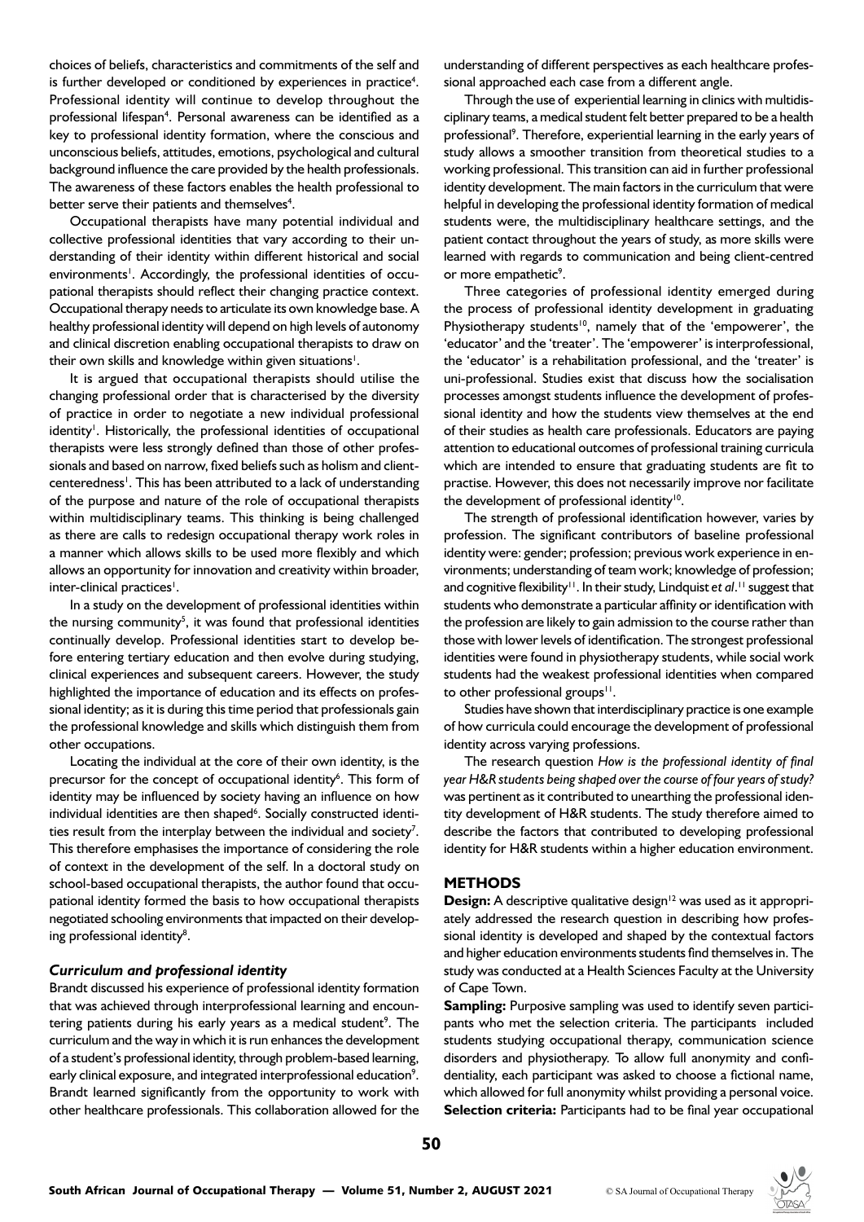choices of beliefs, characteristics and commitments of the self and is further developed or conditioned by experiences in practice[4]. Professional identity will continue to develop throughout the professional lifespan[4]. Personal awareness can be identified as a key to professional identity formation, where the conscious and unconscious beliefs, attitudes, emotions, psychological and cultural background influence the care provided by the health professionals. The awareness of these factors enables the health professional to better serve their patients and themselves[4].

Occupational therapists have many potential individual and collective professional identities that vary according to their understanding of their identity within different historical and social environments[1]. Accordingly, the professional identities of occupational therapists should reflect their changing practice context. Occupational therapy needs to articulate its own knowledge base. A healthy professional identity will depend on high levels of autonomy and clinical discretion enabling occupational therapists to draw on their own skills and knowledge within given situations[1].

It is argued that occupational therapists should utilise the changing professional order that is characterised by the diversity of practice in order to negotiate a new individual professional identity[1]. Historically, the professional identities of occupational therapists were less strongly defined than those of other professionals and based on narrow, fixed beliefs such as holism and client-centeredness[1]. This has been attributed to a lack of understanding of the purpose and nature of the role of occupational therapists within multidisciplinary teams. This thinking is being challenged as there are calls to redesign occupational therapy work roles in a manner which allows skills to be used more flexibly and which allows an opportunity for innovation and creativity within broader, inter-clinical practices[1].

In a study on the development of professional identities within the nursing community[5], it was found that professional identities continually develop. Professional identities start to develop before entering tertiary education and then evolve during studying, clinical experiences and subsequent careers. However, the study highlighted the importance of education and its effects on professional identity; as it is during this time period that professionals gain the professional knowledge and skills which distinguish them from other occupations.

Locating the individual at the core of their own identity, is the precursor for the concept of occupational identity[6]. This form of identity may be influenced by society having an influence on how individual identities are then shaped[6]. Socially constructed identities result from the interplay between the individual and society[7]. This therefore emphasises the importance of considering the role of context in the development of the self. In a doctoral study on school-based occupational therapists, the author found that occupational identity formed the basis to how occupational therapists negotiated schooling environments that impacted on their developing professional identity[8].

### *Curriculum and professional identity*

Brandt discussed his experience of professional identity formation that was achieved through interprofessional learning and encountering patients during his early years as a medical student[9]. The curriculum and the way in which it is run enhances the development of a student's professional identity, through problem-based learning, early clinical exposure, and integrated interprofessional education[9]. Brandt learned significantly from the opportunity to work with other healthcare professionals. This collaboration allowed for the understanding of different perspectives as each healthcare professional approached each case from a different angle.

Through the use of experiential learning in clinics with multidisciplinary teams, a medical student felt better prepared to be a health professional[9]. Therefore, experiential learning in the early years of study allows a smoother transition from theoretical studies to a working professional. This transition can aid in further professional identity development. The main factors in the curriculum that were helpful in developing the professional identity formation of medical students were, the multidisciplinary healthcare settings, and the patient contact throughout the years of study, as more skills were learned with regards to communication and being client-centred or more empathetic[9].

Three categories of professional identity emerged during the process of professional identity development in graduating Physiotherapy students[10], namely that of the 'empowerer', the 'educator' and the 'treater'. The 'empowerer' is interprofessional, the 'educator' is a rehabilitation professional, and the 'treater' is uni-professional. Studies exist that discuss how the socialisation processes amongst students influence the development of professional identity and how the students view themselves at the end of their studies as health care professionals. Educators are paying attention to educational outcomes of professional training curricula which are intended to ensure that graduating students are fit to practise. However, this does not necessarily improve nor facilitate the development of professional identity[10].

The strength of professional identification however, varies by profession. The significant contributors of baseline professional identity were: gender; profession; previous work experience in environments; understanding of team work; knowledge of profession; and cognitive flexibility[11]. In their study, Lindquist *et al*.[11] suggest that students who demonstrate a particular affinity or identification with the profession are likely to gain admission to the course rather than those with lower levels of identification. The strongest professional identities were found in physiotherapy students, while social work students had the weakest professional identities when compared to other professional groups[11].

Studies have shown that interdisciplinary practice is one example of how curricula could encourage the development of professional identity across varying professions.

The research question *How is the professional identity of final year H&R students being shaped over the course of four years of study?* was pertinent as it contributed to unearthing the professional identity development of H&R students. The study therefore aimed to describe the factors that contributed to developing professional identity for H&R students within a higher education environment.

## METHODS

**Design:** A descriptive qualitative design[12] was used as it appropriately addressed the research question in describing how professional identity is developed and shaped by the contextual factors and higher education environments students find themselves in. The study was conducted at a Health Sciences Faculty at the University of Cape Town.

**Sampling:** Purposive sampling was used to identify seven participants who met the selection criteria. The participants included students studying occupational therapy, communication science disorders and physiotherapy. To allow full anonymity and confidentiality, each participant was asked to choose a fictional name, which allowed for full anonymity whilst providing a personal voice.

**Selection criteria:** Participants had to be final year occupational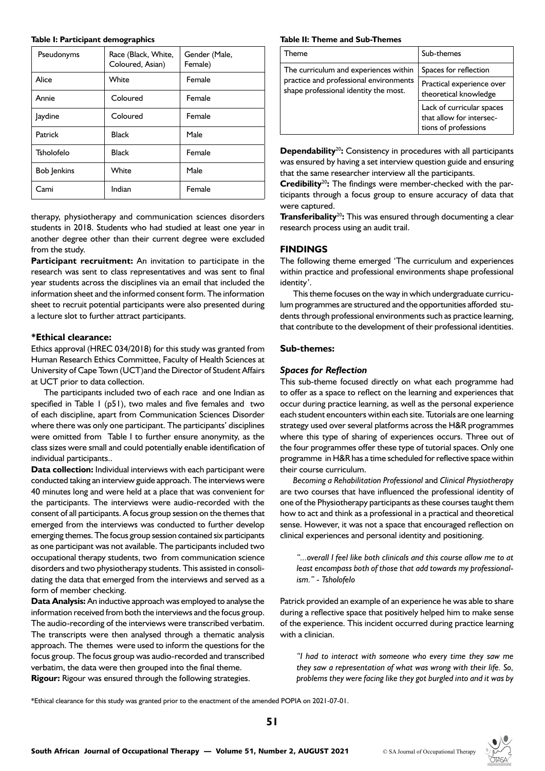**Table I: Participant demographics**

| Pseudonyms | Race (Black, White, Coloured, Asian) | Gender (Male, Female) |
|---|---|---|
| Alice | White | Female |
| Annie | Coloured | Female |
| Jaydine | Coloured | Female |
| Patrick | Black | Male |
| Tsholofelo | Black | Female |
| Bob Jenkins | White | Male |
| Cami | Indian | Female |

therapy, physiotherapy and communication sciences disorders students in 2018. Students who had studied at least one year in another degree other than their current degree were excluded from the study.

**Participant recruitment:** An invitation to participate in the research was sent to class representatives and was sent to final year students across the disciplines via an email that included the information sheet and the informed consent form. The information sheet to recruit potential participants were also presented during a lecture slot to further attract participants.

### *Ethical clearance:

Ethics approval (HREC 034/2018) for this study was granted from Human Research Ethics Committee, Faculty of Health Sciences at University of Cape Town (UCT)and the Director of Student Affairs at UCT prior to data collection.

The participants included two of each race and one Indian as specified in Table 1 (p51), two males and five females and two of each discipline, apart from Communication Sciences Disorder where there was only one participant. The participants' disciplines were omitted from Table I to further ensure anonymity, as the class sizes were small and could potentially enable identification of individual participants..

**Data collection:** Individual interviews with each participant were conducted taking an interview guide approach. The interviews were 40 minutes long and were held at a place that was convenient for the participants. The interviews were audio-recorded with the consent of all participants. A focus group session on the themes that emerged from the interviews was conducted to further develop emerging themes. The focus group session contained six participants as one participant was not available. The participants included two occupational therapy students, two from communication science disorders and two physiotherapy students. This assisted in consolidating the data that emerged from the interviews and served as a form of member checking.

**Data Analysis:** An inductive approach was employed to analyse the information received from both the interviews and the focus group. The audio-recording of the interviews were transcribed verbatim. The transcripts were then analysed through a thematic analysis approach. The themes were used to inform the questions for the focus group. The focus group was audio-recorded and transcribed verbatim, the data were then grouped into the final theme.

**Rigour:** Rigour was ensured through the following strategies.

**Table II: Theme and Sub-Themes**

| Theme | Sub-themes |
|---|---|
| The curriculum and experiences within practice and professional environments shape professional identity the most. | Spaces for reflection |
| | Practical experience over theoretical knowledge |
| | Lack of curricular spaces that allow for intersections of professions |

**Dependability**[20]**:** Consistency in procedures with all participants was ensured by having a set interview question guide and ensuring that the same researcher interview all the participants.

**Credibility**[20]**:** The findings were member-checked with the participants through a focus group to ensure accuracy of data that were captured.

**Transferibality**[20]**:** This was ensured through documenting a clear research process using an audit trail.

## FINDINGS

The following theme emerged 'The curriculum and experiences within practice and professional environments shape professional identity'.

This theme focuses on the way in which undergraduate curriculum programmes are structured and the opportunities afforded students through professional environments such as practice learning, that contribute to the development of their professional identities.

### Sub-themes:

#### *Spaces for Reflection*

This sub-theme focused directly on what each programme had to offer as a space to reflect on the learning and experiences that occur during practice learning, as well as the personal experience each student encounters within each site. Tutorials are one learning strategy used over several platforms across the H&R programmes where this type of sharing of experiences occurs. Three out of the four programmes offer these type of tutorial spaces. Only one programme in H&R has a time scheduled for reflective space within their course curriculum.

*Becoming a Rehabilitation Professional* and *Clinical Physiotherapy* are two courses that have influenced the professional identity of one of the Physiotherapy participants as these courses taught them how to act and think as a professional in a practical and theoretical sense. However, it was not a space that encouraged reflection on clinical experiences and personal identity and positioning.

> *"...overall I feel like both clinicals and this course allow me to at least encompass both of those that add towards my professionalism." - Tsholofelo*

Patrick provided an example of an experience he was able to share during a reflective space that positively helped him to make sense of the experience. This incident occurred during practice learning with a clinician.

> *"I had to interact with someone who every time they saw me they saw a representation of what was wrong with their life. So, problems they were facing like they got burgled into and it was by*

*Ethical clearance for this study was granted prior to the enactment of the amended POPIA on 2021-07-01.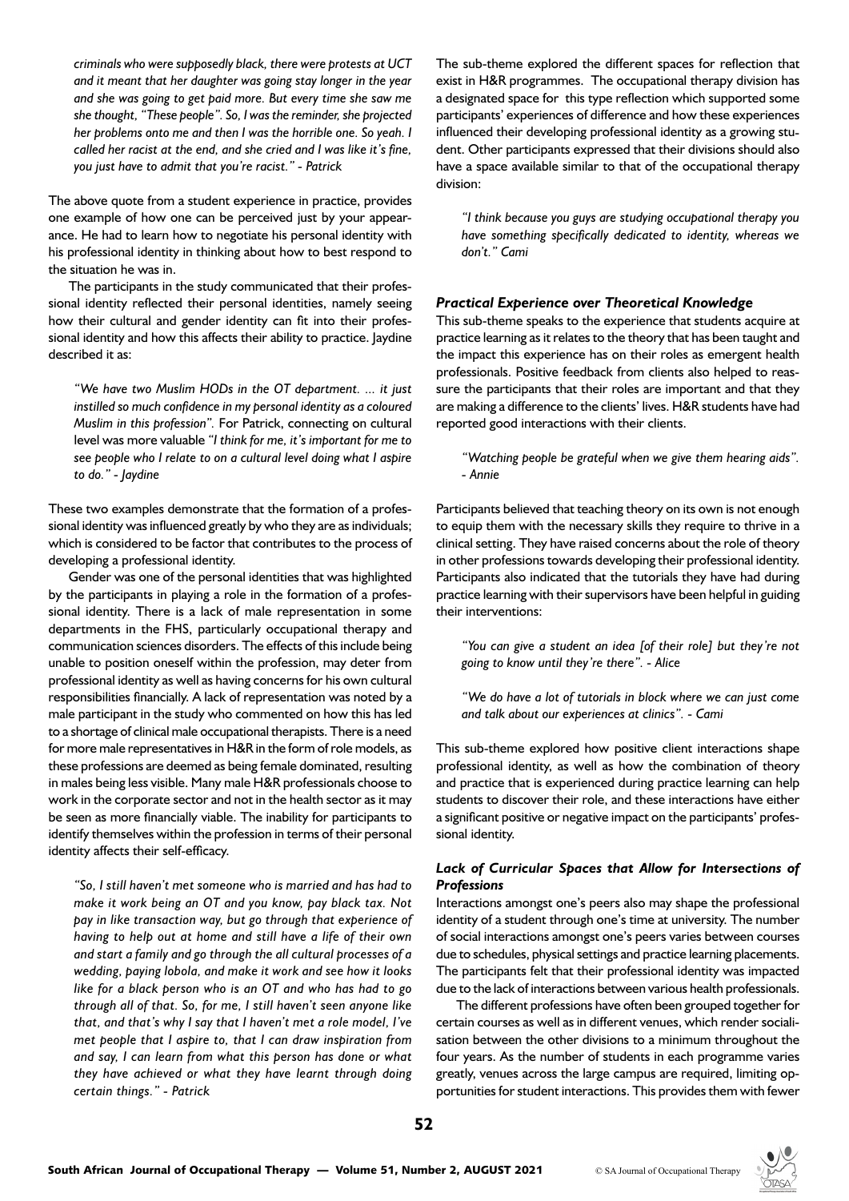*criminals who were supposedly black, there were protests at UCT and it meant that her daughter was going stay longer in the year and she was going to get paid more. But every time she saw me she thought, "These people". So, I was the reminder, she projected her problems onto me and then I was the horrible one. So yeah. I called her racist at the end, and she cried and I was like it's fine, you just have to admit that you're racist." - Patrick*

The above quote from a student experience in practice, provides one example of how one can be perceived just by your appearance. He had to learn how to negotiate his personal identity with his professional identity in thinking about how to best respond to the situation he was in.

The participants in the study communicated that their professional identity reflected their personal identities, namely seeing how their cultural and gender identity can fit into their professional identity and how this affects their ability to practice. Jaydine described it as:

> *"We have two Muslim HODs in the OT department. ... it just instilled so much confidence in my personal identity as a coloured Muslim in this profession".* For Patrick, connecting on cultural level was more valuable *"I think for me, it's important for me to see people who I relate to on a cultural level doing what I aspire to do." - Jaydine*

These two examples demonstrate that the formation of a professional identity was influenced greatly by who they are as individuals; which is considered to be factor that contributes to the process of developing a professional identity.

Gender was one of the personal identities that was highlighted by the participants in playing a role in the formation of a professional identity. There is a lack of male representation in some departments in the FHS, particularly occupational therapy and communication sciences disorders. The effects of this include being unable to position oneself within the profession, may deter from professional identity as well as having concerns for his own cultural responsibilities financially. A lack of representation was noted by a male participant in the study who commented on how this has led to a shortage of clinical male occupational therapists. There is a need for more male representatives in H&R in the form of role models, as these professions are deemed as being female dominated, resulting in males being less visible. Many male H&R professionals choose to work in the corporate sector and not in the health sector as it may be seen as more financially viable. The inability for participants to identify themselves within the profession in terms of their personal identity affects their self-efficacy.

> *"So, I still haven't met someone who is married and has had to make it work being an OT and you know, pay black tax. Not pay in like transaction way, but go through that experience of having to help out at home and still have a life of their own and start a family and go through the all cultural processes of a wedding, paying lobola, and make it work and see how it looks like for a black person who is an OT and who has had to go through all of that. So, for me, I still haven't seen anyone like that, and that's why I say that I haven't met a role model, I've met people that I aspire to, that I can draw inspiration from and say, I can learn from what this person has done or what they have achieved or what they have learnt through doing certain things." - Patrick*

The sub-theme explored the different spaces for reflection that exist in H&R programmes. The occupational therapy division has a designated space for this type reflection which supported some participants' experiences of difference and how these experiences influenced their developing professional identity as a growing student. Other participants expressed that their divisions should also have a space available similar to that of the occupational therapy division:

> *"I think because you guys are studying occupational therapy you have something specifically dedicated to identity, whereas we don't." Cami*

#### *Practical Experience over Theoretical Knowledge*

This sub-theme speaks to the experience that students acquire at practice learning as it relates to the theory that has been taught and the impact this experience has on their roles as emergent health professionals. Positive feedback from clients also helped to reassure the participants that their roles are important and that they are making a difference to the clients' lives. H&R students have had reported good interactions with their clients.

> *"Watching people be grateful when we give them hearing aids". - Annie*

Participants believed that teaching theory on its own is not enough to equip them with the necessary skills they require to thrive in a clinical setting. They have raised concerns about the role of theory in other professions towards developing their professional identity. Participants also indicated that the tutorials they have had during practice learning with their supervisors have been helpful in guiding their interventions:

> *"You can give a student an idea [of their role] but they're not going to know until they're there". - Alice*

> *"We do have a lot of tutorials in block where we can just come and talk about our experiences at clinics". - Cami*

This sub-theme explored how positive client interactions shape professional identity, as well as how the combination of theory and practice that is experienced during practice learning can help students to discover their role, and these interactions have either a significant positive or negative impact on the participants' professional identity.

#### *Lack of Curricular Spaces that Allow for Intersections of Professions*

Interactions amongst one's peers also may shape the professional identity of a student through one's time at university. The number of social interactions amongst one's peers varies between courses due to schedules, physical settings and practice learning placements. The participants felt that their professional identity was impacted due to the lack of interactions between various health professionals.

The different professions have often been grouped together for certain courses as well as in different venues, which render socialisation between the other divisions to a minimum throughout the four years. As the number of students in each programme varies greatly, venues across the large campus are required, limiting opportunities for student interactions. This provides them with fewer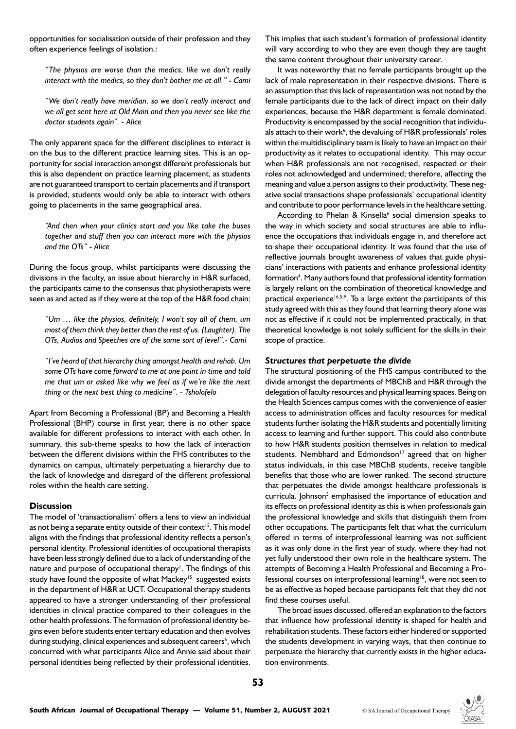opportunities for socialisation outside of their profession and they often experience feelings of isolation.:

> *"The physios are worse than the medics, like we don't really interact with the medics, so they don't bother me at all." - Cami*

> *"We don't really have meridian, so we don't really interact and we all get sent here at Old Main and then you never see like the doctor students again". - Alice*

The only apparent space for the different disciplines to interact is on the bus to the different practice learning sites. This is an opportunity for social interaction amongst different professionals but this is also dependent on practice learning placement, as students are not guaranteed transport to certain placements and if transport is provided, students would only be able to interact with others going to placements in the same geographical area.

> *"And then when your clinics start and you like take the buses together and stuff then you can interact more with the physios and the OTs" - Alice*

During the focus group, whilst participants were discussing the divisions in the faculty, an issue about hierarchy in H&R surfaced, the participants came to the consensus that physiotherapists were seen as and acted as if they were at the top of the H&R food chain:

> *"Um … like the physios, definitely, I won't say all of them, um most of them think they better than the rest of us. (Laughter). The OTs, Audios and Speeches are of the same sort of level".- Cami*

> *"I've heard of that hierarchy thing amongst health and rehab. Um some OTs have come forward to me at one point in time and told me that um or asked like why we feel as if we're like the next thing or the next best thing to medicine". - Tsholofelo*

Apart from Becoming a Professional (BP) and Becoming a Health Professional (BHP) course in first year, there is no other space available for different professions to interact with each other. In summary, this sub-theme speaks to how the lack of interaction between the different divisions within the FHS contributes to the dynamics on campus, ultimately perpetuating a hierarchy due to the lack of knowledge and disregard of the different professional roles within the health care setting.

## Discussion

The model of 'transactionalism' offers a lens to view an individual as not being a separate entity outside of their context[15]. This model aligns with the findings that professional identity reflects a person's personal identity. Professional identities of occupational therapists have been less strongly defined due to a lack of understanding of the nature and purpose of occupational therapy[1]. The findings of this study have found the opposite of what Mackey[15] suggested exists in the department of H&R at UCT. Occupational therapy students appeared to have a stronger understanding of their professional identities in clinical practice compared to their colleagues in the other health professions. The formation of professional identity begins even before students enter tertiary education and then evolves during studying, clinical experiences and subsequent careers[5], which concurred with what participants Alice and Annie said about their personal identities being reflected by their professional identities. This implies that each student's formation of professional identity will vary according to who they are even though they are taught the same content throughout their university career.

It was noteworthy that no female participants brought up the lack of male representation in their respective divisions. There is an assumption that this lack of representation was not noted by the female participants due to the lack of direct impact on their daily experiences, because the H&R department is female dominated. Productivity is encompassed by the social recognition that individuals attach to their work[6], the devaluing of H&R professionals' roles within the multidisciplinary team is likely to have an impact on their productivity as it relates to occupational identity. This may occur when H&R professionals are not recognised, respected or their roles not acknowledged and undermined; therefore, affecting the meaning and value a person assigns to their productivity. These negative social transactions shape professionals' occupational identity and contribute to poor performance levels in the healthcare setting.

According to Phelan & Kinsella[6] social dimension speaks to the way in which society and social structures are able to influence the occupations that individuals engage in, and therefore act to shape their occupational identity. It was found that the use of reflective journals brought awareness of values that guide physicians' interactions with patients and enhance professional identity formation[4]. Many authors found that professional identity formation is largely reliant on the combination of theoretical knowledge and practical experience[16,5,9]. To a large extent the participants of this study agreed with this as they found that learning theory alone was not as effective if it could not be implemented practically, in that theoretical knowledge is not solely sufficient for the skills in their scope of practice.

### *Structures that perpetuate the divide*

The structural positioning of the FHS campus contributed to the divide amongst the departments of MBChB and H&R through the delegation of faculty resources and physical learning spaces. Being on the Health Sciences campus comes with the convenience of easier access to administration offices and faculty resources for medical students further isolating the H&R students and potentially limiting access to learning and further support. This could also contribute to how H&R students position themselves in relation to medical students. Nembhard and Edmondson[17] agreed that on higher status individuals, in this case MBChB students, receive tangible benefits that those who are lower ranked. The second structure that perpetuates the divide amongst healthcare professionals is curricula. Johnson[5] emphasised the importance of education and its effects on professional identity as this is when professionals gain the professional knowledge and skills that distinguish them from other occupations. The participants felt that what the curriculum offered in terms of interprofessional learning was not sufficient as it was only done in the first year of study, where they had not yet fully understood their own role in the healthcare system. The attempts of Becoming a Health Professional and Becoming a Professional courses on interprofessional learning[18], were not seen to be as effective as hoped because participants felt that they did not find these courses useful.

The broad issues discussed, offered an explanation to the factors that influence how professional identity is shaped for health and rehabilitation students. These factors either hindered or supported the students development in varying ways, that then continue to perpetuate the hierarchy that currently exists in the higher education environments.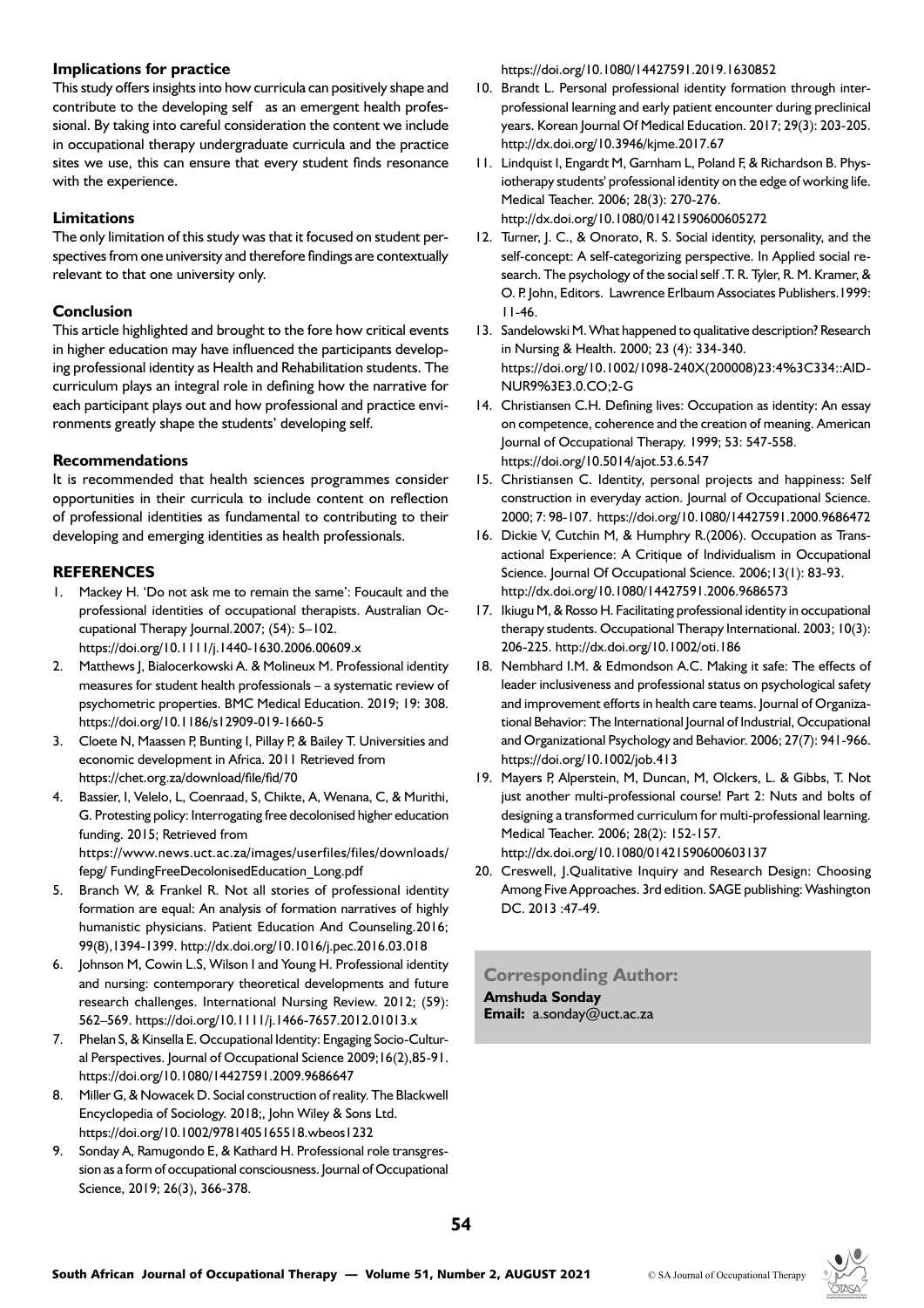### Implications for practice

This study offers insights into how curricula can positively shape and contribute to the developing self as an emergent health professional. By taking into careful consideration the content we include in occupational therapy undergraduate curricula and the practice sites we use, this can ensure that every student finds resonance with the experience.

### Limitations

The only limitation of this study was that it focused on student perspectives from one university and therefore findings are contextually relevant to that one university only.

### Conclusion

This article highlighted and brought to the fore how critical events in higher education may have influenced the participants developing professional identity as Health and Rehabilitation students. The curriculum plays an integral role in defining how the narrative for each participant plays out and how professional and practice environments greatly shape the students' developing self.

### Recommendations

It is recommended that health sciences programmes consider opportunities in their curricula to include content on reflection of professional identities as fundamental to contributing to their developing and emerging identities as health professionals.

### REFERENCES

1. Mackey H. 'Do not ask me to remain the same': Foucault and the professional identities of occupational therapists. Australian Occupational Therapy Journal.2007; (54): 5–102. https://doi.org/10.1111/j.1440-1630.2006.00609.x
2. Matthews J, Bialocerkowski A. & Molineux M. Professional identity measures for student health professionals – a systematic review of psychometric properties. BMC Medical Education. 2019; 19: 308. https://doi.org/10.1186/s12909-019-1660-5
3. Cloete N, Maassen P, Bunting I, Pillay P, & Bailey T. Universities and economic development in Africa. 2011 Retrieved from https://chet.org.za/download/file/fid/70
4. Bassier, I, Velelo, L, Coenraad, S, Chikte, A, Wenana, C, & Murithi, G. Protesting policy: Interrogating free decolonised higher education funding. 2015; Retrieved from https://www.news.uct.ac.za/images/userfiles/files/downloads/fepg/ FundingFreeDecolonisedEducation_Long.pdf
5. Branch W, & Frankel R. Not all stories of professional identity formation are equal: An analysis of formation narratives of highly humanistic physicians. Patient Education And Counseling.2016; 99(8),1394-1399. http://dx.doi.org/10.1016/j.pec.2016.03.018
6. Johnson M, Cowin L.S, Wilson I and Young H. Professional identity and nursing: contemporary theoretical developments and future research challenges. International Nursing Review. 2012; (59): 562–569. https://doi.org/10.1111/j.1466-7657.2012.01013.x
7. Phelan S, & Kinsella E. Occupational Identity: Engaging Socio-Cultural Perspectives. Journal of Occupational Science 2009;16(2),85-91. https://doi.org/10.1080/14427591.2009.9686647
8. Miller G, & Nowacek D. Social construction of reality. The Blackwell Encyclopedia of Sociology. 2018;, John Wiley & Sons Ltd. https://doi.org/10.1002/9781405165518.wbeos1232
9. Sonday A, Ramugondo E, & Kathard H. Professional role transgression as a form of occupational consciousness. Journal of Occupational Science, 2019; 26(3), 366-378. https://doi.org/10.1080/14427591.2019.1630852
10. Brandt L. Personal professional identity formation through interprofessional learning and early patient encounter during preclinical years. Korean Journal Of Medical Education. 2017; 29(3): 203-205. http://dx.doi.org/10.3946/kjme.2017.67
11. Lindquist I, Engardt M, Garnham L, Poland F, & Richardson B. Physiotherapy students' professional identity on the edge of working life. Medical Teacher. 2006; 28(3): 270-276. http://dx.doi.org/10.1080/01421590600605272
12. Turner, J. C., & Onorato, R. S. Social identity, personality, and the self-concept: A self-categorizing perspective. In Applied social research. The psychology of the social self .T. R. Tyler, R. M. Kramer, & O. P. John, Editors. Lawrence Erlbaum Associates Publishers.1999: 11-46.
13. Sandelowski M. What happened to qualitative description? Research in Nursing & Health. 2000; 23 (4): 334-340. https://doi.org/10.1002/1098-240X(200008)23:4%3C334::AID-NUR9%3E3.0.CO;2-G
14. Christiansen C.H. Defining lives: Occupation as identity: An essay on competence, coherence and the creation of meaning. American Journal of Occupational Therapy. 1999; 53: 547-558. https://doi.org/10.5014/ajot.53.6.547
15. Christiansen C. Identity, personal projects and happiness: Self construction in everyday action. Journal of Occupational Science. 2000; 7: 98-107. https://doi.org/10.1080/14427591.2000.9686472
16. Dickie V, Cutchin M, & Humphry R.(2006). Occupation as Transactional Experience: A Critique of Individualism in Occupational Science. Journal Of Occupational Science. 2006;13(1): 83-93. http://dx.doi.org/10.1080/14427591.2006.9686573
17. Ikiugu M, & Rosso H. Facilitating professional identity in occupational therapy students. Occupational Therapy International. 2003; 10(3): 206-225. http://dx.doi.org/10.1002/oti.186
18. Nembhard I.M. & Edmondson A.C. Making it safe: The effects of leader inclusiveness and professional status on psychological safety and improvement efforts in health care teams. Journal of Organizational Behavior: The International Journal of Industrial, Occupational and Organizational Psychology and Behavior. 2006; 27(7): 941-966. https://doi.org/10.1002/job.413
19. Mayers P, Alperstein, M, Duncan, M, Olckers, L. & Gibbs, T. Not just another multi-professional course! Part 2: Nuts and bolts of designing a transformed curriculum for multi-professional learning. Medical Teacher. 2006; 28(2): 152-157. http://dx.doi.org/10.1080/01421590600603137
20. Creswell, J.Qualitative Inquiry and Research Design: Choosing Among Five Approaches. 3rd edition. SAGE publishing: Washington DC. 2013 :47-49.

**Corresponding Author:**
**Amshuda Sonday**
**Email:** a.sonday@uct.ac.za